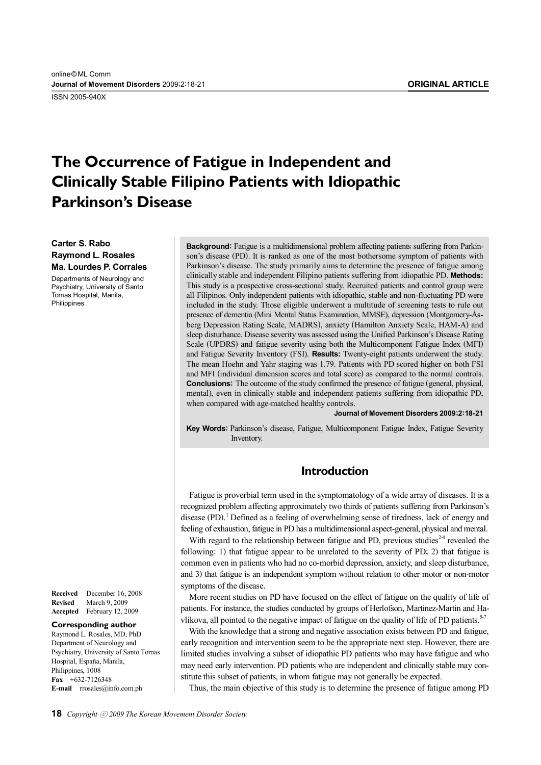# The Occurrence of Fatigue in Independent and Clinically Stable Filipino Patients with Idiopathic Parkinson's Disease

**Carter S. Rabo**
**Raymond L. Rosales**
**Ma. Lourdes P. Corrales**

Departments of Neurology and Psychiatry, University of Santo Tomas Hospital, Manila, Philippines

**Background:** Fatigue is a multidimensional problem affecting patients suffering from Parkinson's disease (PD). It is ranked as one of the most bothersome symptom of patients with Parkinson's disease. The study primarily aims to determine the presence of fatigue among clinically stable and independent Filipino patients suffering from idiopathic PD. **Methods:** This study is a prospective cross-sectional study. Recruited patients and control group were all Filipinos. Only independent patients with idiopathic, stable and non-fluctuating PD were included in the study. Those eligible underwent a multitude of screening tests to rule out presence of dementia (Mini Mental Status Examination, MMSE), depression (Montgomery-Åsberg Depression Rating Scale, MADRS), anxiety (Hamilton Anxiety Scale, HAM-A) and sleep disturbance. Disease severity was assessed using the Unified Parkinson's Disease Rating Scale (UPDRS) and fatigue severity using both the Multicomponent Fatigue Index (MFI) and Fatigue Severity Inventory (FSI). **Results:** Twenty-eight patients underwent the study. The mean Hoehn and Yahr staging was 1.79. Patients with PD scored higher on both FSI and MFI (individual dimension scores and total score) as compared to the normal controls. **Conclusions:** The outcome of the study confirmed the presence of fatigue (general, physical, mental), even in clinically stable and independent patients suffering from idiopathic PD, when compared with age-matched healthy controls.

**Key Words:** Parkinson's disease, Fatigue, Multicomponent Fatigue Index, Fatigue Severity Inventory.

## Introduction

Fatigue is proverbial term used in the symptomatology of a wide array of diseases. It is a recognized problem affecting approximately two thirds of patients suffering from Parkinson's disease (PD).[1] Defined as a feeling of overwhelming sense of tiredness, lack of energy and feeling of exhaustion, fatigue in PD has a multidimensional aspect-general, physical and mental.

With regard to the relationship between fatigue and PD, previous studies[2-4] revealed the following: 1) that fatigue appear to be unrelated to the severity of PD; 2) that fatigue is common even in patients who had no co-morbid depression, anxiety, and sleep disturbance, and 3) that fatigue is an independent symptom without relation to other motor or non-motor symptoms of the disease.

More recent studies on PD have focused on the effect of fatigue on the quality of life of patients. For instance, the studies conducted by groups of Herlofson, Martinez-Martin and Havlikova, all pointed to the negative impact of fatigue on the quality of life of PD patients.[5-7]

With the knowledge that a strong and negative association exists between PD and fatigue, early recognition and intervention seem to be the appropriate next step. However, there are limited studies involving a subset of idiopathic PD patients who may have fatigue and who may need early intervention. PD patients who are independent and clinically stable may constitute this subset of patients, in whom fatigue may not generally be expected.

Thus, the main objective of this study is to determine the presence of fatigue among PD

**Received** December 16, 2008
**Revised** March 9, 2009
**Accepted** February 12, 2009

**Corresponding author**
Raymond L. Rosales, MD, PhD
Department of Neurology and Psychiatry, University of Santo Tomas Hospital, España, Manila, Philippines, 1008
**Fax** +632-7126348
**E-mail** rrosales@info.com.ph

*Copyright ⓒ 2009 The Korean Movement Disorder Society*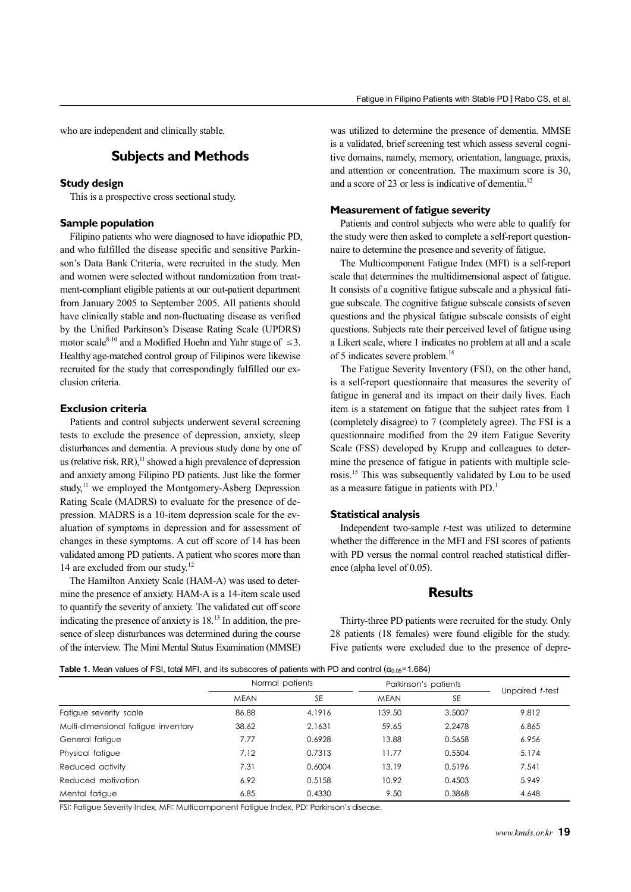who are independent and clinically stable.

## Subjects and Methods

### Study design

This is a prospective cross sectional study.

### Sample population

Filipino patients who were diagnosed to have idiopathic PD, and who fulfilled the disease specific and sensitive Parkinson's Data Bank Criteria, were recruited in the study. Men and women were selected without randomization from treatment-compliant eligible patients at our out-patient department from January 2005 to September 2005. All patients should have clinically stable and non-fluctuating disease as verified by the Unified Parkinson's Disease Rating Scale (UPDRS) motor scale[8-10] and a Modified Hoehn and Yahr stage of $\leq 3$. Healthy age-matched control group of Filipinos were likewise recruited for the study that correspondingly fulfilled our exclusion criteria.

### Exclusion criteria

Patients and control subjects underwent several screening tests to exclude the presence of depression, anxiety, sleep disturbances and dementia. A previous study done by one of us (relative risk, RR),[11] showed a high prevalence of depression and anxiety among Filipino PD patients. Just like the former study,[11] we employed the Montgomery-Åsberg Depression Rating Scale (MADRS) to evaluate for the presence of depression. MADRS is a 10-item depression scale for the evaluation of symptoms in depression and for assessment of changes in these symptoms. A cut off score of 14 has been validated among PD patients. A patient who scores more than 14 are excluded from our study.[12]

The Hamilton Anxiety Scale (HAM-A) was used to determine the presence of anxiety. HAM-A is a 14-item scale used to quantify the severity of anxiety. The validated cut off score indicating the presence of anxiety is 18.[13] In addition, the presence of sleep disturbances was determined during the course of the interview. The Mini Mental Status Examination (MMSE) was utilized to determine the presence of dementia. MMSE is a validated, brief screening test which assess several cognitive domains, namely, memory, orientation, language, praxis, and attention or concentration. The maximum score is 30, and a score of 23 or less is indicative of dementia.[12]

### Measurement of fatigue severity

Patients and control subjects who were able to qualify for the study were then asked to complete a self-report questionnaire to determine the presence and severity of fatigue.

The Multicomponent Fatigue Index (MFI) is a self-report scale that determines the multidimensional aspect of fatigue. It consists of a cognitive fatigue subscale and a physical fatigue subscale. The cognitive fatigue subscale consists of seven questions and the physical fatigue subscale consists of eight questions. Subjects rate their perceived level of fatigue using a Likert scale, where 1 indicates no problem at all and a scale of 5 indicates severe problem.[14]

The Fatigue Severity Inventory (FSI), on the other hand, is a self-report questionnaire that measures the severity of fatigue in general and its impact on their daily lives. Each item is a statement on fatigue that the subject rates from 1 (completely disagree) to 7 (completely agree). The FSI is a questionnaire modified from the 29 item Fatigue Severity Scale (FSS) developed by Krupp and colleagues to determine the presence of fatigue in patients with multiple sclerosis.[15] This was subsequently validated by Lou to be used as a measure fatigue in patients with PD.[1]

### Statistical analysis

Independent two-sample *t*-test was utilized to determine whether the difference in the MFI and FSI scores of patients with PD versus the normal control reached statistical difference (alpha level of 0.05).

## Results

Thirty-three PD patients were recruited for the study. Only 28 patients (18 females) were found eligible for the study. Five patients were excluded due to the presence of depre-

**Table 1.** Mean values of FSI, total MFI, and its subscores of patients with PD and control ($\alpha_{0.05}$=1.684)

| | Normal patients | | Parkinson's patients | | Unpaired *t*-test |
|---|---|---|---|---|---|
| | MEAN | SE | MEAN | SE | |
| Fatigue severity scale | 86.88 | 4.1916 | 139.50 | 3.5007 | 9.812 |
| Multi-dimensional fatigue inventory | 38.62 | 2.1631 | 59.65 | 2.2478 | 6.865 |
| General fatigue | 7.77 | 0.6928 | 13.88 | 0.5658 | 6.956 |
| Physical fatigue | 7.12 | 0.7313 | 11.77 | 0.5504 | 5.174 |
| Reduced activity | 7.31 | 0.6004 | 13.19 | 0.5196 | 7.541 |
| Reduced motivation | 6.92 | 0.5158 | 10.92 | 0.4503 | 5.949 |
| Mental fatigue | 6.85 | 0.4330 | 9.50 | 0.3868 | 4.648 |

FSI: Fatigue Severity Index, MFI: Multicomponent Fatigue Index, PD: Parkinson's disease.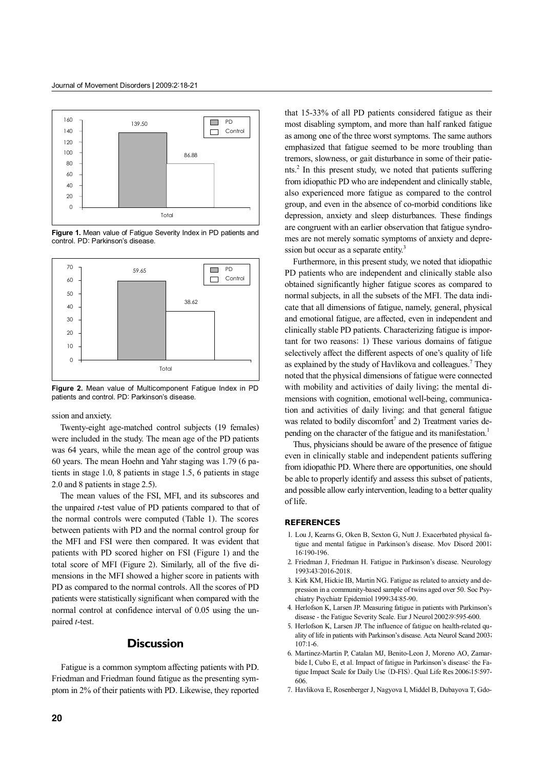Figure 1. Mean value of Fatigue Severity Index in PD patients and control. PD: Parkinson's disease.

Figure 2. Mean value of Multicomponent Fatigue Index in PD patients and control. PD: Parkinson's disease.

ssion and anxiety.

Twenty-eight age-matched control subjects (19 females) were included in the study. The mean age of the PD patients was 64 years, while the mean age of the control group was 60 years. The mean Hoehn and Yahr staging was 1.79 (6 patients in stage 1.0, 8 patients in stage 1.5, 6 patients in stage 2.0 and 8 patients in stage 2.5).

The mean values of the FSI, MFI, and its subscores and the unpaired *t*-test value of PD patients compared to that of the normal controls were computed (Table 1). The scores between patients with PD and the normal control group for the MFI and FSI were then compared. It was evident that patients with PD scored higher on FSI (Figure 1) and the total score of MFI (Figure 2). Similarly, all of the five dimensions in the MFI showed a higher score in patients with PD as compared to the normal controls. All the scores of PD patients were statistically significant when compared with the normal control at confidence interval of 0.05 using the unpaired *t*-test.

## Discussion

Fatigue is a common symptom affecting patients with PD. Friedman and Friedman found fatigue as the presenting symptom in 2% of their patients with PD. Likewise, they reported that 15-33% of all PD patients considered fatigue as their most disabling symptom, and more than half ranked fatigue as among one of the three worst symptoms. The same authors emphasized that fatigue seemed to be more troubling than tremors, slowness, or gait disturbance in some of their patients.[2] In this present study, we noted that patients suffering from idiopathic PD who are independent and clinically stable, also experienced more fatigue as compared to the control group, and even in the absence of co-morbid conditions like depression, anxiety and sleep disturbances. These findings are congruent with an earlier observation that fatigue syndromes are not merely somatic symptoms of anxiety and depression but occur as a separate entity.[3]

Furthermore, in this present study, we noted that idiopathic PD patients who are independent and clinically stable also obtained significantly higher fatigue scores as compared to normal subjects, in all the subsets of the MFI. The data indicate that all dimensions of fatigue, namely, general, physical and emotional fatigue, are affected, even in independent and clinically stable PD patients. Characterizing fatigue is important for two reasons: 1) These various domains of fatigue selectively affect the different aspects of one's quality of life as explained by the study of Havlikova and colleagues.[7] They noted that the physical dimensions of fatigue were connected with mobility and activities of daily living; the mental dimensions with cognition, emotional well-being, communication and activities of daily living; and that general fatigue was related to bodily discomfort[7] and 2) Treatment varies depending on the character of the fatigue and its manifestation.[1]

Thus, physicians should be aware of the presence of fatigue even in clinically stable and independent patients suffering from idiopathic PD. Where there are opportunities, one should be able to properly identify and assess this subset of patients, and possible allow early intervention, leading to a better quality of life.

## REFERENCES

1. Lou J, Kearns G, Oken B, Sexton G, Nutt J. Exacerbated physical fatigue and mental fatigue in Parkinson's disease. Mov Disord 2001;16:190-196.
2. Friedman J, Friedman H. Fatigue in Parkinson's disease. Neurology 1993;43:2016-2018.
3. Kirk KM, Hickie IB, Martin NG. Fatigue as related to anxiety and depression in a community-based sample of twins aged over 50. Soc Psychiatry Psychiatr Epidemiol 1999;34:85-90.
4. Herlofson K, Larsen JP. Measuring fatigue in patients with Parkinson's disease - the Fatigue Severity Scale. Eur J Neurol 2002;9:595-600.
5. Herlofson K, Larsen JP. The influence of fatigue on health-related quality of life in patients with Parkinson's disease. Acta Neurol Scand 2003;107:1-6.
6. Martinez-Martin P, Catalan MJ, Benito-Leon J, Moreno AO, Zamarbide I, Cubo E, et al. Impact of fatigue in Parkinson's disease: the Fatigue Impact Scale for Daily Use (D-FIS). Qual Life Res 2006;15:597-606.
7. Havlikova E, Rosenberger J, Nagyova I, Middel B, Dubayova T, Gdo-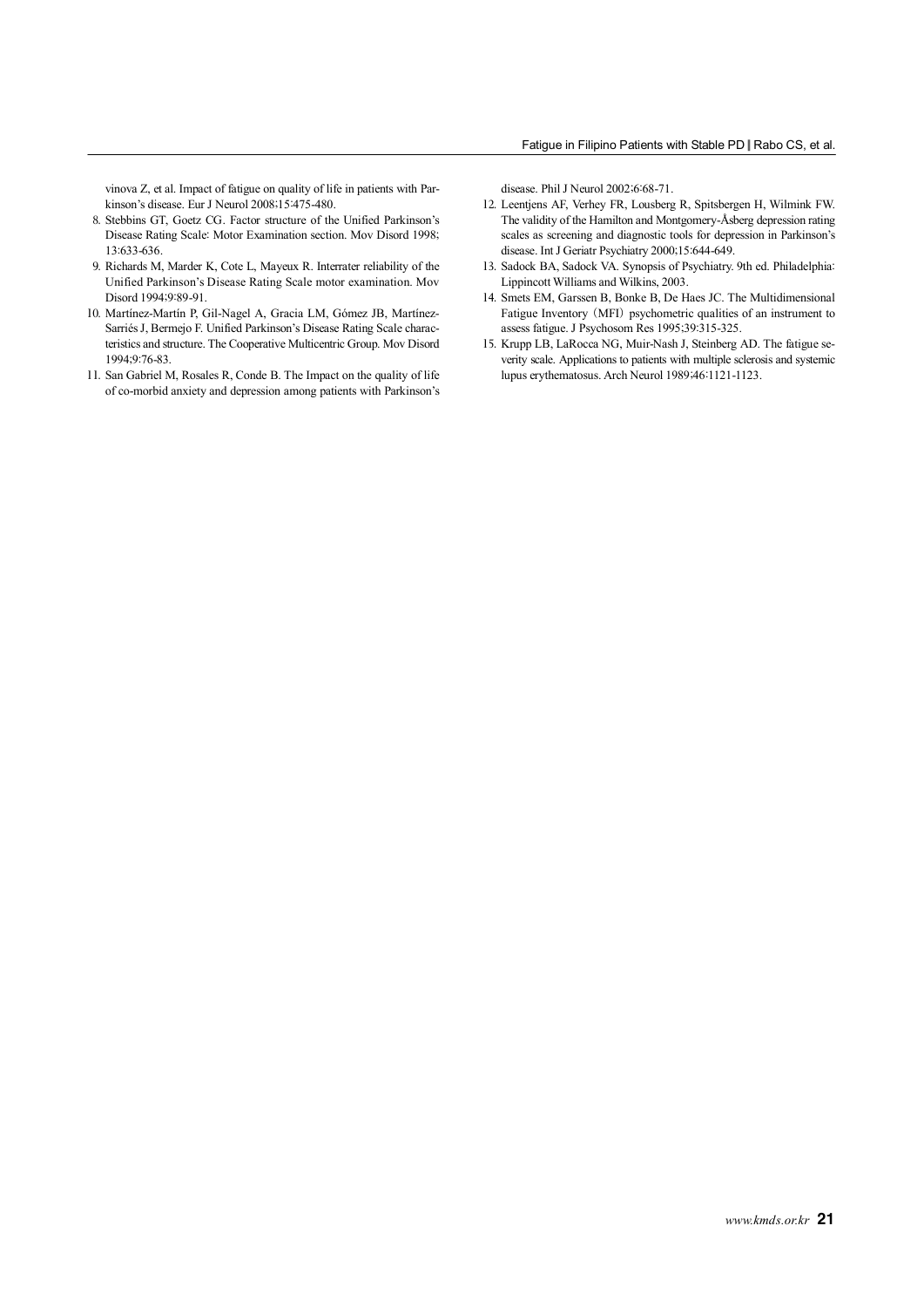vinova Z, et al. Impact of fatigue on quality of life in patients with Parkinson's disease. Eur J Neurol 2008;15:475-480.

8. Stebbins GT, Goetz CG. Factor structure of the Unified Parkinson's Disease Rating Scale: Motor Examination section. Mov Disord 1998; 13:633-636.
9. Richards M, Marder K, Cote L, Mayeux R. Interrater reliability of the Unified Parkinson's Disease Rating Scale motor examination. Mov Disord 1994;9:89-91.
10. Martínez-Martín P, Gil-Nagel A, Gracia LM, Gómez JB, Martínez-Sarriés J, Bermejo F. Unified Parkinson's Disease Rating Scale characteristics and structure. The Cooperative Multicentric Group. Mov Disord 1994;9:76-83.
11. San Gabriel M, Rosales R, Conde B. The Impact on the quality of life of co-morbid anxiety and depression among patients with Parkinson's disease. Phil J Neurol 2002;6:68-71.
12. Leentjens AF, Verhey FR, Lousberg R, Spitsbergen H, Wilmink FW. The validity of the Hamilton and Montgomery-Åsberg depression rating scales as screening and diagnostic tools for depression in Parkinson's disease. Int J Geriatr Psychiatry 2000;15:644-649.
13. Sadock BA, Sadock VA. Synopsis of Psychiatry. 9th ed. Philadelphia: Lippincott Williams and Wilkins, 2003.
14. Smets EM, Garssen B, Bonke B, De Haes JC. The Multidimensional Fatigue Inventory (MFI) psychometric qualities of an instrument to assess fatigue. J Psychosom Res 1995;39:315-325.
15. Krupp LB, LaRocca NG, Muir-Nash J, Steinberg AD. The fatigue severity scale. Applications to patients with multiple sclerosis and systemic lupus erythematosus. Arch Neurol 1989;46:1121-1123.